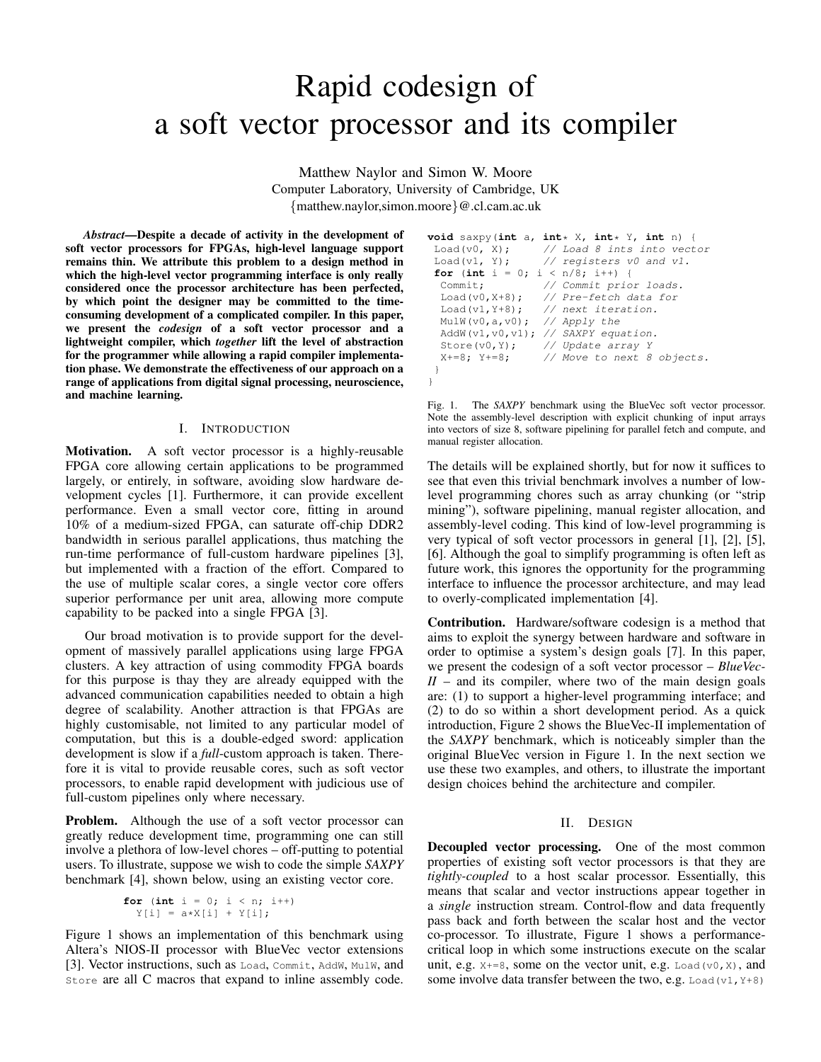# Rapid codesign of a soft vector processor and its compiler

Matthew Naylor and Simon W. Moore
Computer Laboratory, University of Cambridge, UK
{matthew.naylor,simon.moore}@.cl.cam.ac.uk

***Abstract*—Despite a decade of activity in the development of soft vector processors for FPGAs, high-level language support remains thin. We attribute this problem to a design method in which the high-level vector programming interface is only really considered once the processor architecture has been perfected, by which point the designer may be committed to the time-consuming development of a complicated compiler. In this paper, we present the *codesign* of a soft vector processor and a lightweight compiler, which *together* lift the level of abstraction for the programmer while allowing a rapid compiler implementation phase. We demonstrate the effectiveness of our approach on a range of applications from digital signal processing, neuroscience, and machine learning.**

## I. Introduction

**Motivation.** A soft vector processor is a highly-reusable FPGA core allowing certain applications to be programmed largely, or entirely, in software, avoiding slow hardware development cycles [1]. Furthermore, it can provide excellent performance. Even a small vector core, fitting in around 10% of a medium-sized FPGA, can saturate off-chip DDR2 bandwidth in serious parallel applications, thus matching the run-time performance of full-custom hardware pipelines [3], but implemented with a fraction of the effort. Compared to the use of multiple scalar cores, a single vector core offers superior performance per unit area, allowing more compute capability to be packed into a single FPGA [3].

Our broad motivation is to provide support for the development of massively parallel applications using large FPGA clusters. A key attraction of using commodity FPGA boards for this purpose is thay they are already equipped with the advanced communication capabilities needed to obtain a high degree of scalability. Another attraction is that FPGAs are highly customisable, not limited to any particular model of computation, but this is a double-edged sword: application development is slow if a *full*-custom approach is taken. Therefore it is vital to provide reusable cores, such as soft vector processors, to enable rapid development with judicious use of full-custom pipelines only where necessary.

**Problem.** Although the use of a soft vector processor can greatly reduce development time, programming one can still involve a plethora of low-level chores – off-putting to potential users. To illustrate, suppose we wish to code the simple *SAXPY* benchmark [4], shown below, using an existing vector core.

```
for (int i = 0; i < n; i++)
  Y[i] = a*X[i] + Y[i];
```

Figure 1 shows an implementation of this benchmark using Altera's NIOS-II processor with BlueVec vector extensions [3]. Vector instructions, such as `Load`, `Commit`, `AddW`, `MulW`, and `Store` are all C macros that expand to inline assembly code.

```
void saxpy(int a, int* X, int* Y, int n) {
 Load(v0, X);      // Load 8 ints into vector
 Load(v1, Y);      // registers v0 and v1.
 for (int i = 0; i < n/8; i++) {
  Commit;          // Commit prior loads.
  Load(v0,X+8);    // Pre-fetch data for
  Load(v1,Y+8);    // next iteration.
  MulW(v0,a,v0);   // Apply the
  AddW(v1,v0,v1);  // SAXPY equation.
  Store(v0,Y);     // Update array Y
  X+=8; Y+=8;      // Move to next 8 objects.
 }
}
```

Fig. 1. The *SAXPY* benchmark using the BlueVec soft vector processor. Note the assembly-level description with explicit chunking of input arrays into vectors of size 8, software pipelining for parallel fetch and compute, and manual register allocation.

The details will be explained shortly, but for now it suffices to see that even this trivial benchmark involves a number of low-level programming chores such as array chunking (or "strip mining"), software pipelining, manual register allocation, and assembly-level coding. This kind of low-level programming is very typical of soft vector processors in general [1], [2], [5], [6]. Although the goal to simplify programming is often left as future work, this ignores the opportunity for the programming interface to influence the processor architecture, and may lead to overly-complicated implementation [4].

**Contribution.** Hardware/software codesign is a method that aims to exploit the synergy between hardware and software in order to optimise a system's design goals [7]. In this paper, we present the codesign of a soft vector processor – *BlueVec-II* – and its compiler, where two of the main design goals are: (1) to support a higher-level programming interface; and (2) to do so within a short development period. As a quick introduction, Figure 2 shows the BlueVec-II implementation of the *SAXPY* benchmark, which is noticeably simpler than the original BlueVec version in Figure 1. In the next section we use these two examples, and others, to illustrate the important design choices behind the architecture and compiler.

## II. Design

**Decoupled vector processing.** One of the most common properties of existing soft vector processors is that they are *tightly-coupled* to a host scalar processor. Essentially, this means that scalar and vector instructions appear together in a *single* instruction stream. Control-flow and data frequently pass back and forth between the scalar host and the vector co-processor. To illustrate, Figure 1 shows a performance-critical loop in which some instructions execute on the scalar unit, e.g. `X+=8`, some on the vector unit, e.g. `Load(v0,X)`, and some involve data transfer between the two, e.g. `Load(v1,Y+8)`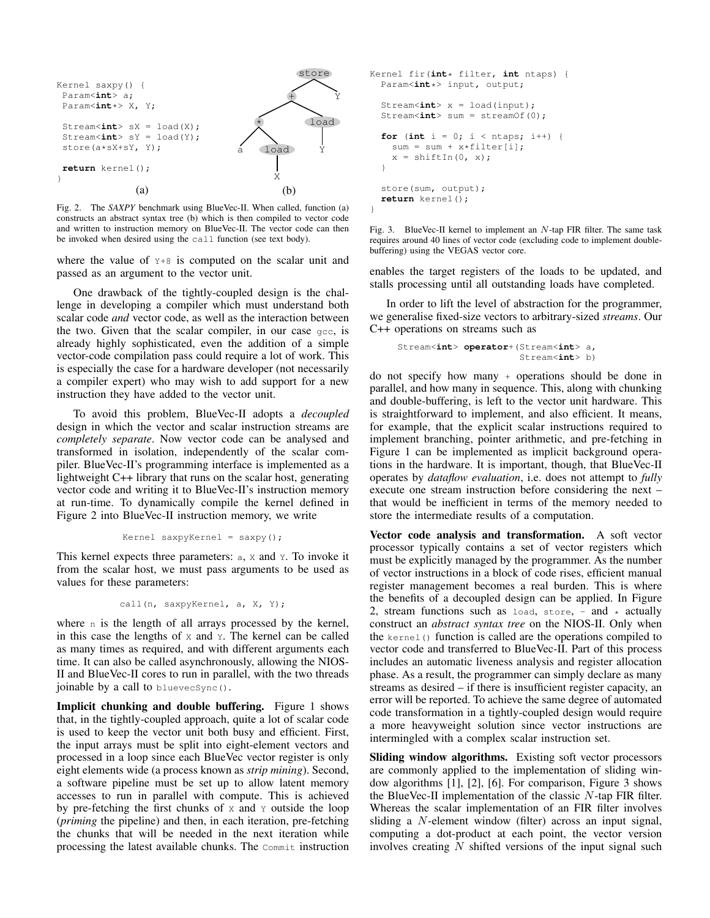```
Kernel saxpy() {
 Param<int> a;
 Param<int*> X, Y;

 Stream<int> sX = load(X);
 Stream<int> sY = load(Y);
 store(a*sX+sY, Y);

 return kernel();
}
```

(a)

store
+
Y
*
load
a
load
Y
X

(b)

Fig. 2. The *SAXPY* benchmark using BlueVec-II. When called, function (a) constructs an abstract syntax tree (b) which is then compiled to vector code and written to instruction memory on BlueVec-II. The vector code can then be invoked when desired using the `call` function (see text body).

where the value of `Y+8` is computed on the scalar unit and passed as an argument to the vector unit.

One drawback of the tightly-coupled design is the challenge in developing a compiler which must understand both scalar code *and* vector code, as well as the interaction between the two. Given that the scalar compiler, in our case `gcc`, is already highly sophisticated, even the addition of a simple vector-code compilation pass could require a lot of work. This is especially the case for a hardware developer (not necessarily a compiler expert) who may wish to add support for a new instruction they have added to the vector unit.

To avoid this problem, BlueVec-II adopts a *decoupled* design in which the vector and scalar instruction streams are *completely separate*. Now vector code can be analysed and transformed in isolation, independently of the scalar compiler. BlueVec-II's programming interface is implemented as a lightweight C++ library that runs on the scalar host, generating vector code and writing it to BlueVec-II's instruction memory at run-time. To dynamically compile the kernel defined in Figure 2 into BlueVec-II instruction memory, we write

```
Kernel saxpyKernel = saxpy();
```

This kernel expects three parameters: `a`, `X` and `Y`. To invoke it from the scalar host, we must pass arguments to be used as values for these parameters:

```
call(n, saxpyKernel, a, X, Y);
```

where `n` is the length of all arrays processed by the kernel, in this case the lengths of `X` and `Y`. The kernel can be called as many times as required, and with different arguments each time. It can also be called asynchronously, allowing the NIOS-II and BlueVec-II cores to run in parallel, with the two threads joinable by a call to `bluevecSync()`.

**Implicit chunking and double buffering.** Figure 1 shows that, in the tightly-coupled approach, quite a lot of scalar code is used to keep the vector unit both busy and efficient. First, the input arrays must be split into eight-element vectors and processed in a loop since each BlueVec vector register is only eight elements wide (a process known as *strip mining*). Second, a software pipeline must be set up to allow latent memory accesses to run in parallel with compute. This is achieved by pre-fetching the first chunks of `X` and `Y` outside the loop (*priming* the pipeline) and then, in each iteration, pre-fetching the chunks that will be needed in the next iteration while processing the latest available chunks. The `Commit` instruction enables the target registers of the loads to be updated, and stalls processing until all outstanding loads have completed.

```
Kernel fir(int* filter, int ntaps) {
  Param<int*> input, output;

  Stream<int> x = load(input);
  Stream<int> sum = streamOf(0);

  for (int i = 0; i < ntaps; i++) {
    sum = sum + x*filter[i];
    x = shiftIn(0, x);
  }

  store(sum, output);
  return kernel();
}
```

Fig. 3. BlueVec-II kernel to implement an $N$-tap FIR filter. The same task requires around 40 lines of vector code (excluding code to implement double-buffering) using the VEGAS vector core.

In order to lift the level of abstraction for the programmer, we generalise fixed-size vectors to arbitrary-sized *streams*. Our C++ operations on streams such as

```
Stream<int> operator+(Stream<int> a,
                      Stream<int> b)
```

do not specify how many `+` operations should be done in parallel, and how many in sequence. This, along with chunking and double-buffering, is left to the vector unit hardware. This is straightforward to implement, and also efficient. It means, for example, that the explicit scalar instructions required to implement branching, pointer arithmetic, and pre-fetching in Figure 1 can be implemented as implicit background operations in the hardware. It is important, though, that BlueVec-II operates by *dataflow evaluation*, i.e. does not attempt to *fully* execute one stream instruction before considering the next – that would be inefficient in terms of the memory needed to store the intermediate results of a computation.

**Vector code analysis and transformation.** A soft vector processor typically contains a set of vector registers which must be explicitly managed by the programmer. As the number of vector instructions in a block of code rises, efficient manual register management becomes a real burden. This is where the benefits of a decoupled design can be applied. In Figure 2, stream functions such as `load`, `store`, `-` and `*` actually construct an *abstract syntax tree* on the NIOS-II. Only when the `kernel()` function is called are the operations compiled to vector code and transferred to BlueVec-II. Part of this process includes an automatic liveness analysis and register allocation phase. As a result, the programmer can simply declare as many streams as desired – if there is insufficient register capacity, an error will be reported. To achieve the same degree of automated code transformation in a tightly-coupled design would require a more heavyweight solution since vector instructions are intermingled with a complex scalar instruction set.

**Sliding window algorithms.** Existing soft vector processors are commonly applied to the implementation of sliding window algorithms [1], [2], [6]. For comparison, Figure 3 shows the BlueVec-II implementation of the classic $N$-tap FIR filter. Whereas the scalar implementation of an FIR filter involves sliding a $N$-element window (filter) across an input signal, computing a dot-product at each point, the vector version involves creating $N$ shifted versions of the input signal such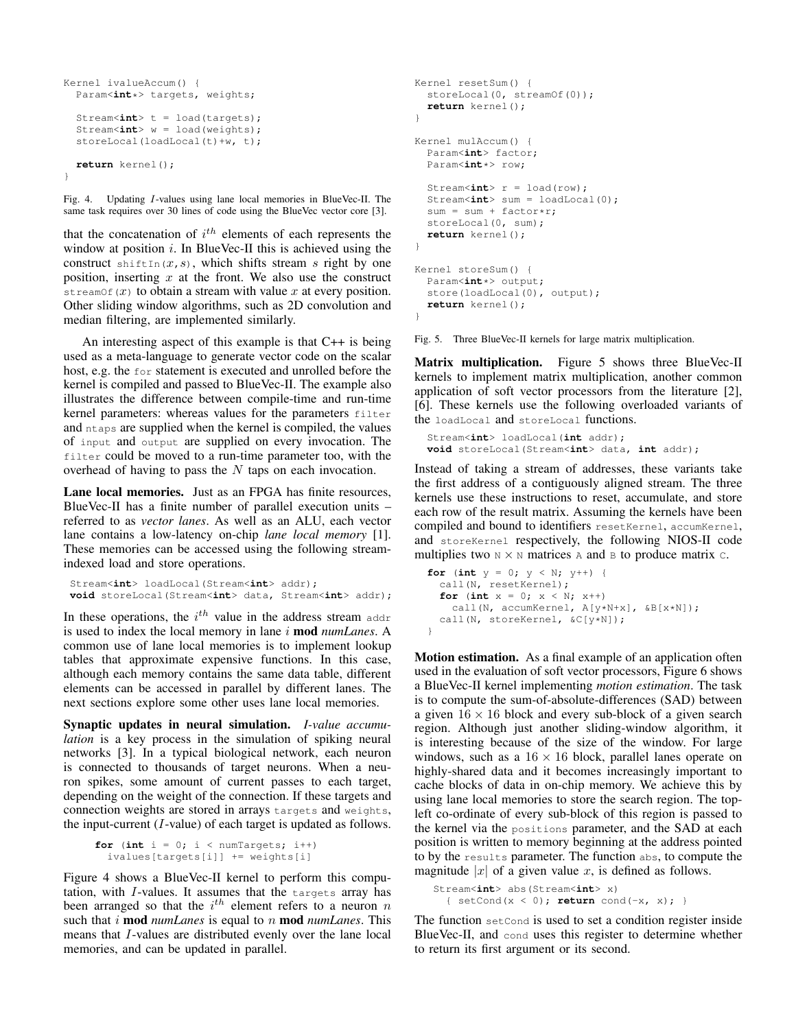```
Kernel ivalueAccum() {
  Param<int*> targets, weights;

  Stream<int> t = load(targets);
  Stream<int> w = load(weights);
  storeLocal(loadLocal(t)+w, t);

  return kernel();
}
```

Fig. 4. Updating $I$-values using lane local memories in BlueVec-II. The same task requires over 30 lines of code using the BlueVec vector core [3].

that the concatenation of $i^{th}$ elements of each represents the window at position $i$. In BlueVec-II this is achieved using the construct `shiftIn(x,s)`, which shifts stream $s$ right by one position, inserting $x$ at the front. We also use the construct `streamOf(x)` to obtain a stream with value $x$ at every position. Other sliding window algorithms, such as 2D convolution and median filtering, are implemented similarly.

An interesting aspect of this example is that C++ is being used as a meta-language to generate vector code on the scalar host, e.g. the `for` statement is executed and unrolled before the kernel is compiled and passed to BlueVec-II. The example also illustrates the difference between compile-time and run-time kernel parameters: whereas values for the parameters `filter` and `ntaps` are supplied when the kernel is compiled, the values of `input` and `output` are supplied on every invocation. The `filter` could be moved to a run-time parameter too, with the overhead of having to pass the $N$ taps on each invocation.

**Lane local memories.** Just as an FPGA has finite resources, BlueVec-II has a finite number of parallel execution units – referred to as *vector lanes*. As well as an ALU, each vector lane contains a low-latency on-chip *lane local memory* [1]. These memories can be accessed using the following stream-indexed load and store operations.

```
Stream<int> loadLocal(Stream<int> addr);
void storeLocal(Stream<int> data, Stream<int> addr);
```

In these operations, the $i^{th}$ value in the address stream `addr` is used to index the local memory in lane $i$ **mod** *numLanes*. A common use of lane local memories is to implement lookup tables that approximate expensive functions. In this case, although each memory contains the same data table, different elements can be accessed in parallel by different lanes. The next sections explore some other uses lane local memories.

**Synaptic updates in neural simulation.** *I-value accumulation* is a key process in the simulation of spiking neural networks [3]. In a typical biological network, each neuron is connected to thousands of target neurons. When a neuron spikes, some amount of current passes to each target, depending on the weight of the connection. If these targets and connection weights are stored in arrays `targets` and `weights`, the input-current ($I$-value) of each target is updated as follows.

```
for (int i = 0; i < numTargets; i++)
  ivalues[targets[i]] += weights[i]
```

Figure 4 shows a BlueVec-II kernel to perform this computation, with $I$-values. It assumes that the `targets` array has been arranged so that the $i^{th}$ element refers to a neuron $n$ such that $i$ **mod** *numLanes* is equal to $n$ **mod** *numLanes*. This means that $I$-values are distributed evenly over the lane local memories, and can be updated in parallel.

```
Kernel resetSum() {
  storeLocal(0, streamOf(0));
  return kernel();
}

Kernel mulAccum() {
  Param<int> factor;
  Param<int*> row;

  Stream<int> r = load(row);
  Stream<int> sum = loadLocal(0);
  sum = sum + factor*r;
  storeLocal(0, sum);
  return kernel();
}

Kernel storeSum() {
  Param<int*> output;
  store(loadLocal(0), output);
  return kernel();
}
```

Fig. 5. Three BlueVec-II kernels for large matrix multiplication.

**Matrix multiplication.** Figure 5 shows three BlueVec-II kernels to implement matrix multiplication, another common application of soft vector processors from the literature [2], [6]. These kernels use the following overloaded variants of the `loadLocal` and `storeLocal` functions.

```
Stream<int> loadLocal(int addr);
void storeLocal(Stream<int> data, int addr);
```

Instead of taking a stream of addresses, these variants take the first address of a contiguously aligned stream. The three kernels use these instructions to reset, accumulate, and store each row of the result matrix. Assuming the kernels have been compiled and bound to identifiers `resetKernel`, `accumKernel`, and `storeKernel` respectively, the following NIOS-II code multiplies two `N × N` matrices `A` and `B` to produce matrix `C`.

```
for (int y = 0; y < N; y++) {
  call(N, resetKernel);
  for (int x = 0; x < N; x++)
    call(N, accumKernel, A[y*N+x], &B[x*N]);
  call(N, storeKernel, &C[y*N]);
}
```

**Motion estimation.** As a final example of an application often used in the evaluation of soft vector processors, Figure 6 shows a BlueVec-II kernel implementing *motion estimation*. The task is to compute the sum-of-absolute-differences (SAD) between a given $16 \times 16$ block and every sub-block of a given search region. Although just another sliding-window algorithm, it is interesting because of the size of the window. For large windows, such as a $16 \times 16$ block, parallel lanes operate on highly-shared data and it becomes increasingly important to cache blocks of data in on-chip memory. We achieve this by using lane local memories to store the search region. The top-left co-ordinate of every sub-block of this region is passed to the kernel via the `positions` parameter, and the SAD at each position is written to memory beginning at the address pointed to by the `results` parameter. The function `abs`, to compute the magnitude $|x|$ of a given value $x$, is defined as follows.

```
Stream<int> abs(Stream<int> x)
  { setCond(x < 0); return cond(-x, x); }
```

The function `setCond` is used to set a condition register inside BlueVec-II, and `cond` uses this register to determine whether to return its first argument or its second.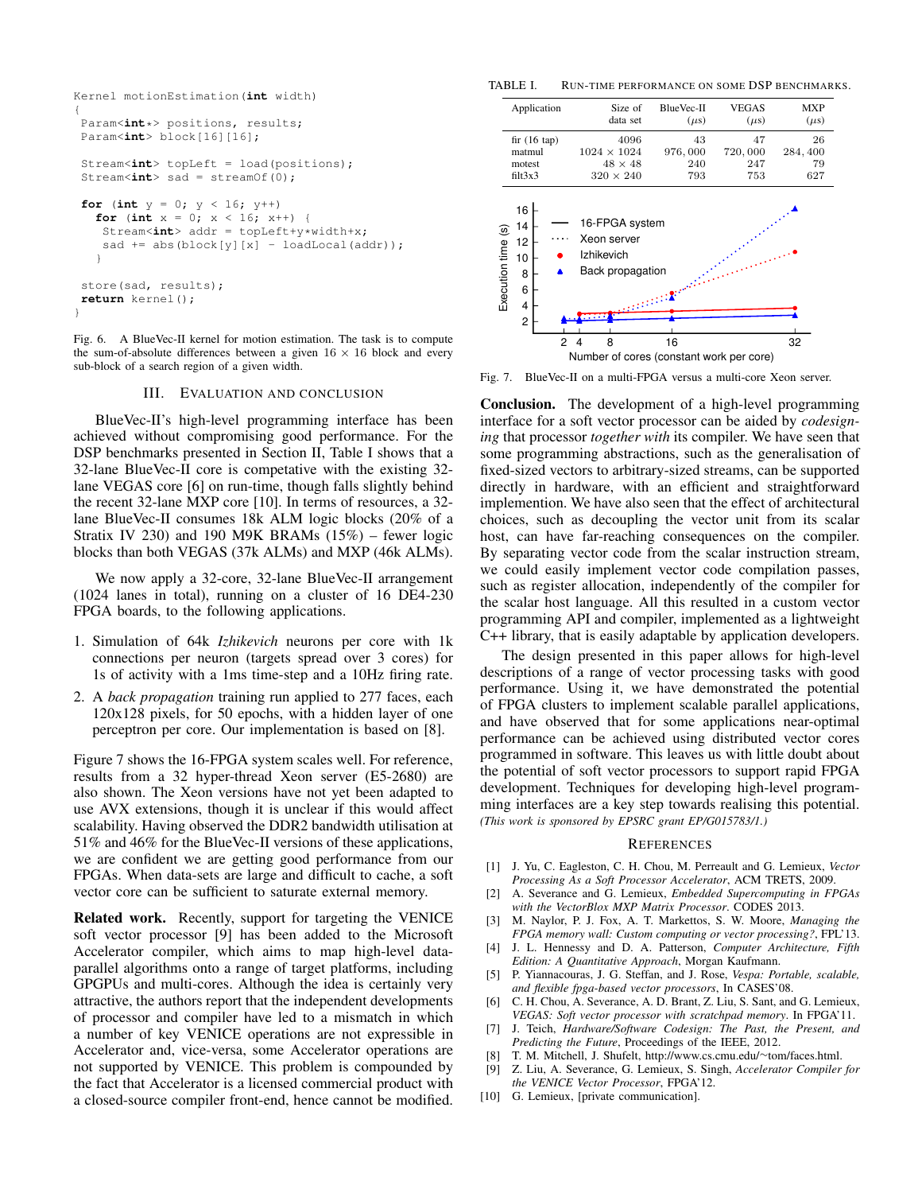```
Kernel motionEstimation(int width)
{
 Param<int*> positions, results;
 Param<int> block[16][16];

 Stream<int> topLeft = load(positions);
 Stream<int> sad = streamOf(0);

 for (int y = 0; y < 16; y++)
   for (int x = 0; x < 16; x++) {
    Stream<int> addr = topLeft+y*width+x;
    sad += abs(block[y][x] - loadLocal(addr));
   }

 store(sad, results);
 return kernel();
}
```

Fig. 6. A BlueVec-II kernel for motion estimation. The task is to compute the sum-of-absolute differences between a given $16 \times 16$ block and every sub-block of a search region of a given width.

## III. Evaluation and Conclusion

BlueVec-II's high-level programming interface has been achieved without compromising good performance. For the DSP benchmarks presented in Section II, Table I shows that a 32-lane BlueVec-II core is competative with the existing 32-lane VEGAS core [6] on run-time, though falls slightly behind the recent 32-lane MXP core [10]. In terms of resources, a 32-lane BlueVec-II consumes 18k ALM logic blocks (20% of a Stratix IV 230) and 190 M9K BRAMs (15%) – fewer logic blocks than both VEGAS (37k ALMs) and MXP (46k ALMs).

We now apply a 32-core, 32-lane BlueVec-II arrangement (1024 lanes in total), running on a cluster of 16 DE4-230 FPGA boards, to the following applications.

1. Simulation of 64k *Izhikevich* neurons per core with 1k connections per neuron (targets spread over 3 cores) for 1s of activity with a 1ms time-step and a 10Hz firing rate.
2. A *back propagation* training run applied to 277 faces, each 120x128 pixels, for 50 epochs, with a hidden layer of one perceptron per core. Our implementation is based on [8].

Figure 7 shows the 16-FPGA system scales well. For reference, results from a 32 hyper-thread Xeon server (E5-2680) are also shown. The Xeon versions have not yet been adapted to use AVX extensions, though it is unclear if this would affect scalability. Having observed the DDR2 bandwidth utilisation at 51% and 46% for the BlueVec-II versions of these applications, we are confident we are getting good performance from our FPGAs. When data-sets are large and difficult to cache, a soft vector core can be sufficient to saturate external memory.

**Related work.** Recently, support for targeting the VENICE soft vector processor [9] has been added to the Microsoft Accelerator compiler, which aims to map high-level data-parallel algorithms onto a range of target platforms, including GPGPUs and multi-cores. Although the idea is certainly very attractive, the authors report that the independent developments of processor and compiler have led to a mismatch in which a number of key VENICE operations are not expressible in Accelerator and, vice-versa, some Accelerator operations are not supported by VENICE. This problem is compounded by the fact that Accelerator is a licensed commercial product with a closed-source compiler front-end, hence cannot be modified.

TABLE I. Run-time performance on some DSP benchmarks.

| Application | Size of data set | BlueVec-II ($\mu$s) | VEGAS ($\mu$s) | MXP ($\mu$s) |
|---|---|---|---|---|
| fir (16 tap) | 4096 | 43 | 47 | 26 |
| matmul | $1024 \times 1024$ | $976,000$ | $720,000$ | $284,400$ |
| motest | $48 \times 48$ | 240 | 247 | 79 |
| filt3x3 | $320 \times 240$ | 793 | 753 | 627 |

Execution time (s)
16
14
12
10
8
6
4
2
2 4 8 16 32
Number of cores (constant work per core)
16-FPGA system
Xeon server
Izhikevich
Back propagation

Fig. 7. BlueVec-II on a multi-FPGA versus a multi-core Xeon server.

**Conclusion.** The development of a high-level programming interface for a soft vector processor can be aided by *codesigning* that processor *together with* its compiler. We have seen that some programming abstractions, such as the generalisation of fixed-sized vectors to arbitrary-sized streams, can be supported directly in hardware, with an efficient and straightforward implemention. We have also seen that the effect of architectural choices, such as decoupling the vector unit from its scalar host, can have far-reaching consequences on the compiler. By separating vector code from the scalar instruction stream, we could easily implement vector code compilation passes, such as register allocation, independently of the compiler for the scalar host language. All this resulted in a custom vector programming API and compiler, implemented as a lightweight C++ library, that is easily adaptable by application developers.

The design presented in this paper allows for high-level descriptions of a range of vector processing tasks with good performance. Using it, we have demonstrated the potential of FPGA clusters to implement scalable parallel applications, and have observed that for some applications near-optimal performance can be achieved using distributed vector cores programmed in software. This leaves us with little doubt about the potential of soft vector processors to support rapid FPGA development. Techniques for developing high-level programming interfaces are a key step towards realising this potential.
*(This work is sponsored by EPSRC grant EP/G015783/1.)*

## References

[1] J. Yu, C. Eagleston, C. H. Chou, M. Perreault and G. Lemieux, *Vector Processing As a Soft Processor Accelerator*, ACM TRETS, 2009.
[2] A. Severance and G. Lemieux, *Embedded Supercomputing in FPGAs with the VectorBlox MXP Matrix Processor*. CODES 2013.
[3] M. Naylor, P. J. Fox, A. T. Markettos, S. W. Moore, *Managing the FPGA memory wall: Custom computing or vector processing?*, FPL'13.
[4] J. L. Hennessy and D. A. Patterson, *Computer Architecture, Fifth Edition: A Quantitative Approach*, Morgan Kaufmann.
[5] P. Yiannacouras, J. G. Steffan, and J. Rose, *Vespa: Portable, scalable, and flexible fpga-based vector processors*, In CASES'08.
[6] C. H. Chou, A. Severance, A. D. Brant, Z. Liu, S. Sant, and G. Lemieux, *VEGAS: Soft vector processor with scratchpad memory*. In FPGA'11.
[7] J. Teich, *Hardware/Software Codesign: The Past, the Present, and Predicting the Future*, Proceedings of the IEEE, 2012.
[8] T. M. Mitchell, J. Shufelt, http://www.cs.cmu.edu/∼tom/faces.html.
[9] Z. Liu, A. Severance, G. Lemieux, S. Singh, *Accelerator Compiler for the VENICE Vector Processor*, FPGA'12.
[10] G. Lemieux, [private communication].